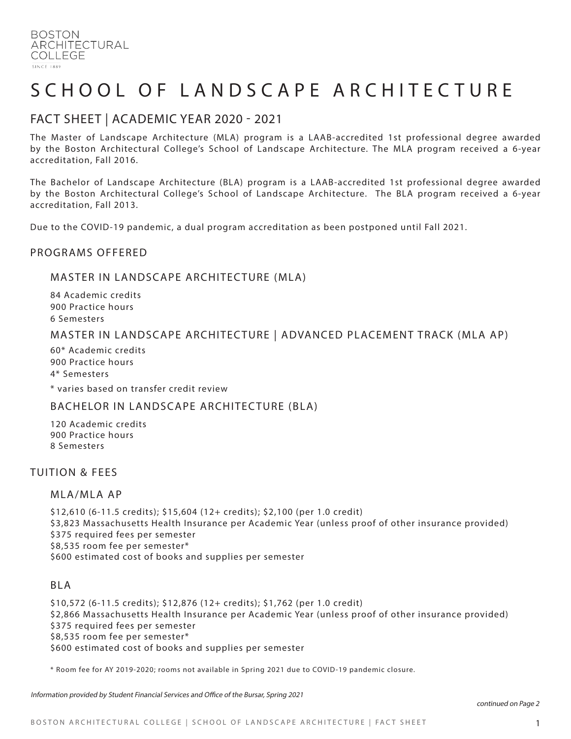BOSTON
ARCHITECTURAL
COLLEGE
SINCE 1889

# SCHOOL OF LANDSCAPE ARCHITECTURE

## FACT SHEET | ACADEMIC YEAR 2020 - 2021

The Master of Landscape Architecture (MLA) program is a LAAB-accredited 1st professional degree awarded by the Boston Architectural College's School of Landscape Architecture. The MLA program received a 6-year accreditation, Fall 2016.

The Bachelor of Landscape Architecture (BLA) program is a LAAB-accredited 1st professional degree awarded by the Boston Architectural College's School of Landscape Architecture. The BLA program received a 6-year accreditation, Fall 2013.

Due to the COVID-19 pandemic, a dual program accreditation as been postponed until Fall 2021.

## PROGRAMS OFFERED

### MASTER IN LANDSCAPE ARCHITECTURE (MLA)

84 Academic credits
900 Practice hours
6 Semesters

### MASTER IN LANDSCAPE ARCHITECTURE | ADVANCED PLACEMENT TRACK (MLA AP)

60* Academic credits
900 Practice hours
4* Semesters

* varies based on transfer credit review

### BACHELOR IN LANDSCAPE ARCHITECTURE (BLA)

120 Academic credits
900 Practice hours
8 Semesters

## TUITION & FEES

### MLA/MLA AP

$12,610 (6-11.5 credits); $15,604 (12+ credits); $2,100 (per 1.0 credit)
$3,823 Massachusetts Health Insurance per Academic Year (unless proof of other insurance provided)
$375 required fees per semester
$8,535 room fee per semester*
$600 estimated cost of books and supplies per semester

### BLA

$10,572 (6-11.5 credits); $12,876 (12+ credits); $1,762 (per 1.0 credit)
$2,866 Massachusetts Health Insurance per Academic Year (unless proof of other insurance provided)
$375 required fees per semester
$8,535 room fee per semester*
$600 estimated cost of books and supplies per semester

* Room fee for AY 2019-2020; rooms not available in Spring 2021 due to COVID-19 pandemic closure.

*Information provided by Student Financial Services and Office of the Bursar, Spring 2021*

*continued on Page 2*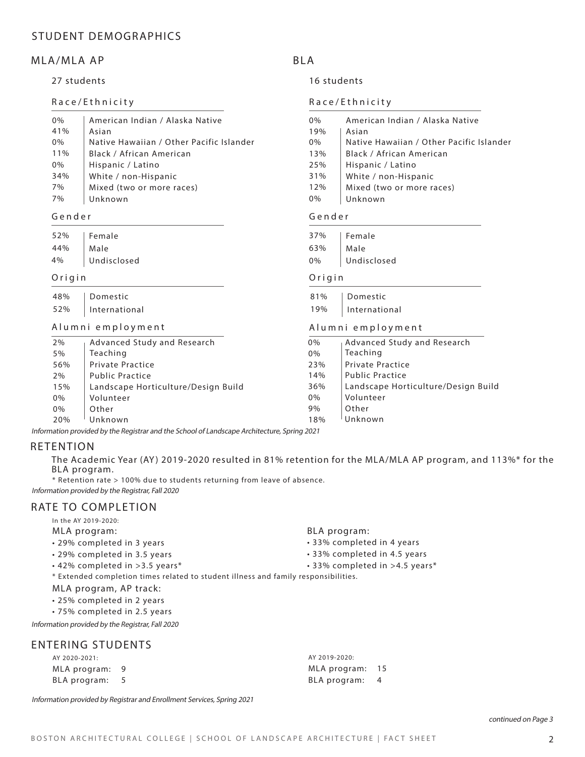# STUDENT DEMOGRAPHICS

## MLA/MLA AP

27 students

### Race/Ethnicity

| % | Race/Ethnicity |
|---|---|
| 0% | American Indian / Alaska Native |
| 41% | Asian |
| 0% | Native Hawaiian / Other Pacific Islander |
| 11% | Black / African American |
| 0% | Hispanic / Latino |
| 34% | White / non-Hispanic |
| 7% | Mixed (two or more races) |
| 7% | Unknown |

### Gender

| % | Gender |
|---|---|
| 52% | Female |
| 44% | Male |
| 4% | Undisclosed |

### Origin

| % | Origin |
|---|---|
| 48% | Domestic |
| 52% | International |

### Alumni employment

| % | Alumni employment |
|---|---|
| 2% | Advanced Study and Research |
| 5% | Teaching |
| 56% | Private Practice |
| 2% | Public Practice |
| 15% | Landscape Horticulture/Design Build |
| 0% | Volunteer |
| 0% | Other |
| 20% | Unknown |

## BLA

16 students

### Race/Ethnicity

| % | Race/Ethnicity |
|---|---|
| 0% | American Indian / Alaska Native |
| 19% | Asian |
| 0% | Native Hawaiian / Other Pacific Islander |
| 13% | Black / African American |
| 25% | Hispanic / Latino |
| 31% | White / non-Hispanic |
| 12% | Mixed (two or more races) |
| 0% | Unknown |

### Gender

| % | Gender |
|---|---|
| 37% | Female |
| 63% | Male |
| 0% | Undisclosed |

### Origin

| % | Origin |
|---|---|
| 81% | Domestic |
| 19% | International |

### Alumni employment

| % | Alumni employment |
|---|---|
| 0% | Advanced Study and Research |
| 0% | Teaching |
| 23% | Private Practice |
| 14% | Public Practice |
| 36% | Landscape Horticulture/Design Build |
| 0% | Volunteer |
| 9% | Other |
| 18% | Unknown |

*Information provided by the Registrar and the School of Landscape Architecture, Spring 2021*

# RETENTION

The Academic Year (AY) 2019-2020 resulted in 81% retention for the MLA/MLA AP program, and 113%* for the BLA program.

* Retention rate > 100% due to students returning from leave of absence.

*Information provided by the Registrar, Fall 2020*

# RATE TO COMPLETION

In the AY 2019-2020:

MLA program:

- 29% completed in 3 years
- 29% completed in 3.5 years
- 42% completed in >3.5 years*

BLA program:

- 33% completed in 4 years
- 33% completed in 4.5 years
- 33% completed in >4.5 years*

* Extended completion times related to student illness and family responsibilities.

MLA program, AP track:

- 25% completed in 2 years
- 75% completed in 2.5 years

*Information provided by the Registrar, Fall 2020*

# ENTERING STUDENTS

AY 2020-2021:

MLA program: 9

BLA program: 5

AY 2019-2020:

MLA program: 15

BLA program: 4

*Information provided by Registrar and Enrollment Services, Spring 2021*

*continued on Page 3*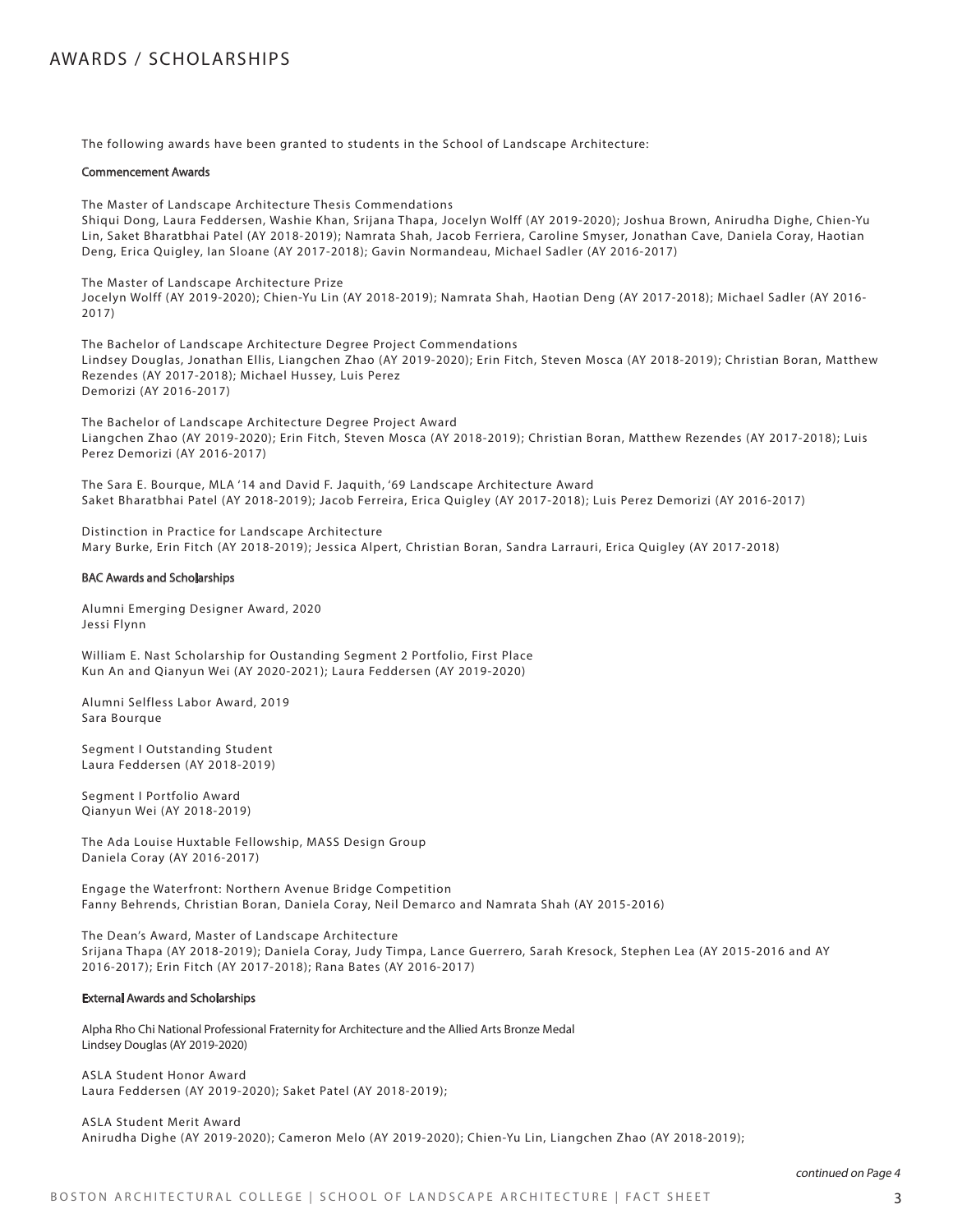# AWARDS / SCHOLARSHIPS

The following awards have been granted to students in the School of Landscape Architecture:

### Commencement Awards

The Master of Landscape Architecture Thesis Commendations
Shiqui Dong, Laura Feddersen, Washie Khan, Srijana Thapa, Jocelyn Wolff (AY 2019-2020); Joshua Brown, Anirudha Dighe, Chien-Yu Lin, Saket Bharatbhai Patel (AY 2018-2019); Namrata Shah, Jacob Ferriera, Caroline Smyser, Jonathan Cave, Daniela Coray, Haotian Deng, Erica Quigley, Ian Sloane (AY 2017-2018); Gavin Normandeau, Michael Sadler (AY 2016-2017)

The Master of Landscape Architecture Prize
Jocelyn Wolff (AY 2019-2020); Chien-Yu Lin (AY 2018-2019); Namrata Shah, Haotian Deng (AY 2017-2018); Michael Sadler (AY 2016-2017)

The Bachelor of Landscape Architecture Degree Project Commendations
Lindsey Douglas, Jonathan Ellis, Liangchen Zhao (AY 2019-2020); Erin Fitch, Steven Mosca (AY 2018-2019); Christian Boran, Matthew Rezendes (AY 2017-2018); Michael Hussey, Luis Perez Demorizi (AY 2016-2017)

The Bachelor of Landscape Architecture Degree Project Award
Liangchen Zhao (AY 2019-2020); Erin Fitch, Steven Mosca (AY 2018-2019); Christian Boran, Matthew Rezendes (AY 2017-2018); Luis Perez Demorizi (AY 2016-2017)

The Sara E. Bourque, MLA '14 and David F. Jaquith, '69 Landscape Architecture Award
Saket Bharatbhai Patel (AY 2018-2019); Jacob Ferreira, Erica Quigley (AY 2017-2018); Luis Perez Demorizi (AY 2016-2017)

Distinction in Practice for Landscape Architecture
Mary Burke, Erin Fitch (AY 2018-2019); Jessica Alpert, Christian Boran, Sandra Larrauri, Erica Quigley (AY 2017-2018)

### BAC Awards and Scholarships

Alumni Emerging Designer Award, 2020
Jessi Flynn

William E. Nast Scholarship for Oustanding Segment 2 Portfolio, First Place
Kun An and Qianyun Wei (AY 2020-2021); Laura Feddersen (AY 2019-2020)

Alumni Selfless Labor Award, 2019
Sara Bourque

Segment I Outstanding Student
Laura Feddersen (AY 2018-2019)

Segment I Portfolio Award
Qianyun Wei (AY 2018-2019)

The Ada Louise Huxtable Fellowship, MASS Design Group
Daniela Coray (AY 2016-2017)

Engage the Waterfront: Northern Avenue Bridge Competition
Fanny Behrends, Christian Boran, Daniela Coray, Neil Demarco and Namrata Shah (AY 2015-2016)

The Dean's Award, Master of Landscape Architecture
Srijana Thapa (AY 2018-2019); Daniela Coray, Judy Timpa, Lance Guerrero, Sarah Kresock, Stephen Lea (AY 2015-2016 and AY 2016-2017); Erin Fitch (AY 2017-2018); Rana Bates (AY 2016-2017)

### External Awards and Scholarships

Alpha Rho Chi National Professional Fraternity for Architecture and the Allied Arts Bronze Medal
Lindsey Douglas (AY 2019-2020)

ASLA Student Honor Award
Laura Feddersen (AY 2019-2020); Saket Patel (AY 2018-2019);

ASLA Student Merit Award
Anirudha Dighe (AY 2019-2020); Cameron Melo (AY 2019-2020); Chien-Yu Lin, Liangchen Zhao (AY 2018-2019);

*continued on Page 4*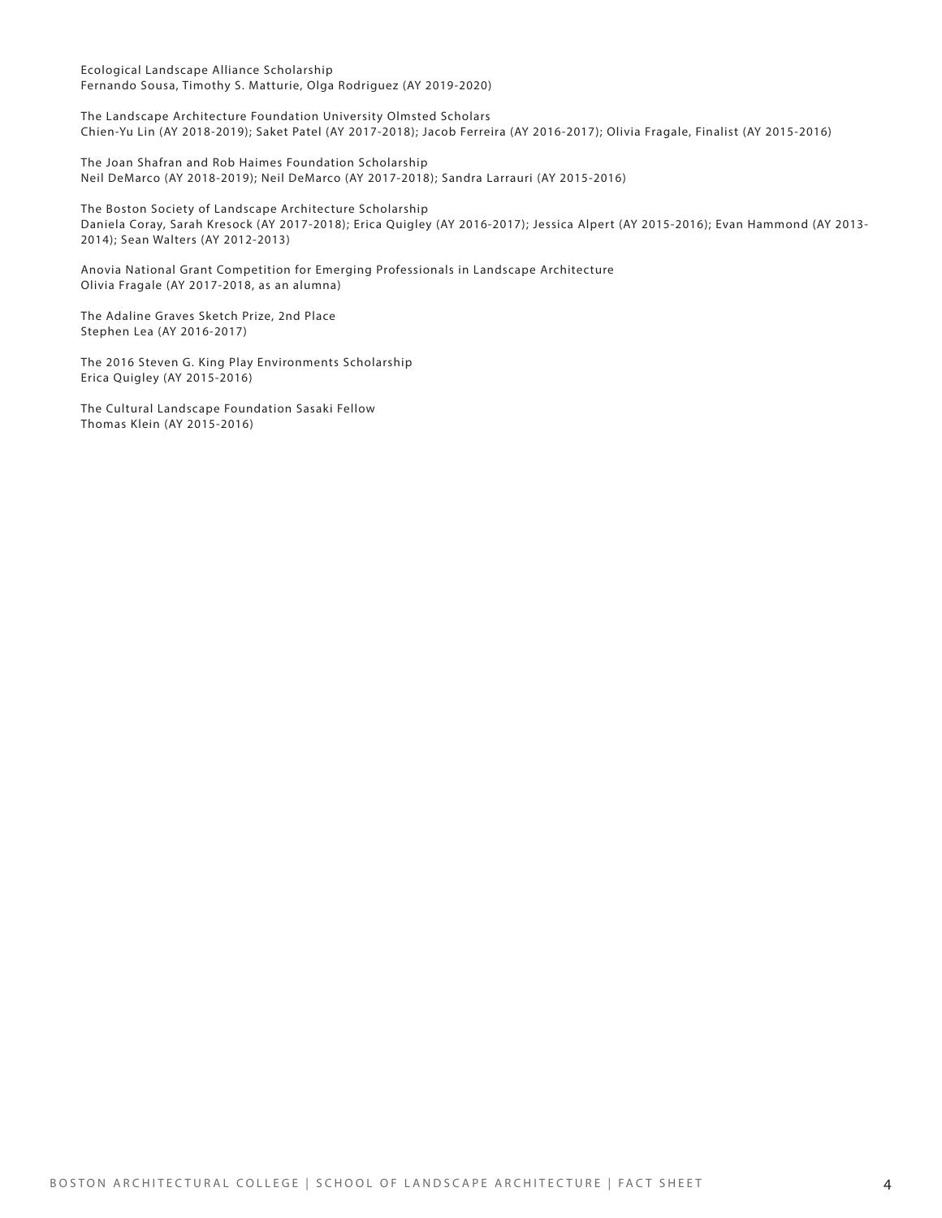Ecological Landscape Alliance Scholarship
Fernando Sousa, Timothy S. Matturie, Olga Rodriguez (AY 2019-2020)

The Landscape Architecture Foundation University Olmsted Scholars
Chien-Yu Lin (AY 2018-2019); Saket Patel (AY 2017-2018); Jacob Ferreira (AY 2016-2017); Olivia Fragale, Finalist (AY 2015-2016)

The Joan Shafran and Rob Haimes Foundation Scholarship
Neil DeMarco (AY 2018-2019); Neil DeMarco (AY 2017-2018); Sandra Larrauri (AY 2015-2016)

The Boston Society of Landscape Architecture Scholarship
Daniela Coray, Sarah Kresock (AY 2017-2018); Erica Quigley (AY 2016-2017); Jessica Alpert (AY 2015-2016); Evan Hammond (AY 2013-2014); Sean Walters (AY 2012-2013)

Anovia National Grant Competition for Emerging Professionals in Landscape Architecture
Olivia Fragale (AY 2017-2018, as an alumna)

The Adaline Graves Sketch Prize, 2nd Place
Stephen Lea (AY 2016-2017)

The 2016 Steven G. King Play Environments Scholarship
Erica Quigley (AY 2015-2016)

The Cultural Landscape Foundation Sasaki Fellow
Thomas Klein (AY 2015-2016)